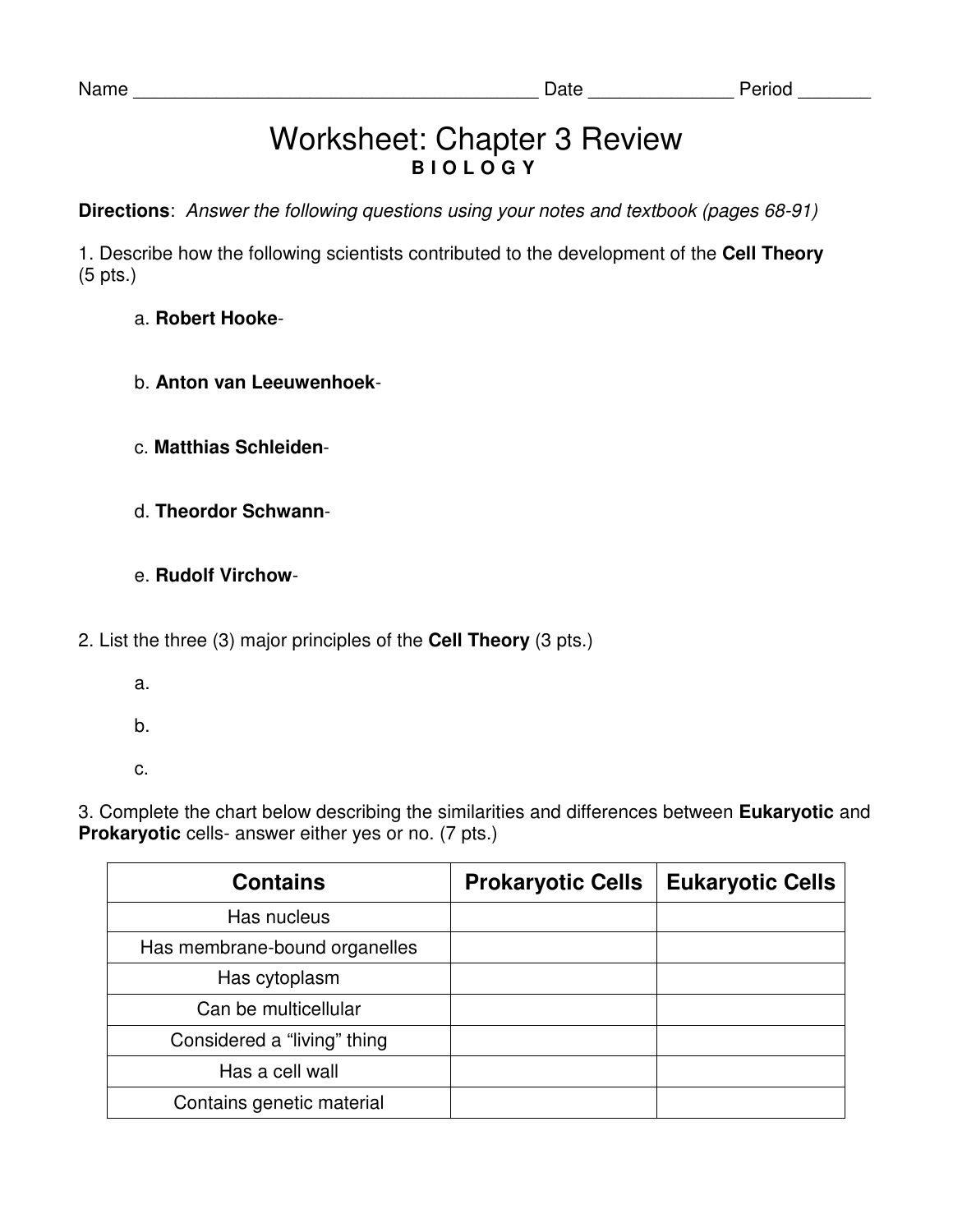Name _______________________________________ Date ______________ Period _______

# Worksheet: Chapter 3 Review

**B I O L O G Y**

**Directions**: *Answer the following questions using your notes and textbook (pages 68-91)*

1. Describe how the following scientists contributed to the development of the **Cell Theory** (5 pts.)

   a. **Robert Hooke**-

   b. **Anton van Leeuwenhoek**-

   c. **Matthias Schleiden**-

   d. **Theordor Schwann**-

   e. **Rudolf Virchow**-

2. List the three (3) major principles of the **Cell Theory** (3 pts.)

   a.

   b.

   c.

3. Complete the chart below describing the similarities and differences between **Eukaryotic** and **Prokaryotic** cells- answer either yes or no. (7 pts.)

| Contains | Prokaryotic Cells | Eukaryotic Cells |
| --- | --- | --- |
| Has nucleus | | |
| Has membrane-bound organelles | | |
| Has cytoplasm | | |
| Can be multicellular | | |
| Considered a "living" thing | | |
| Has a cell wall | | |
| Contains genetic material | | |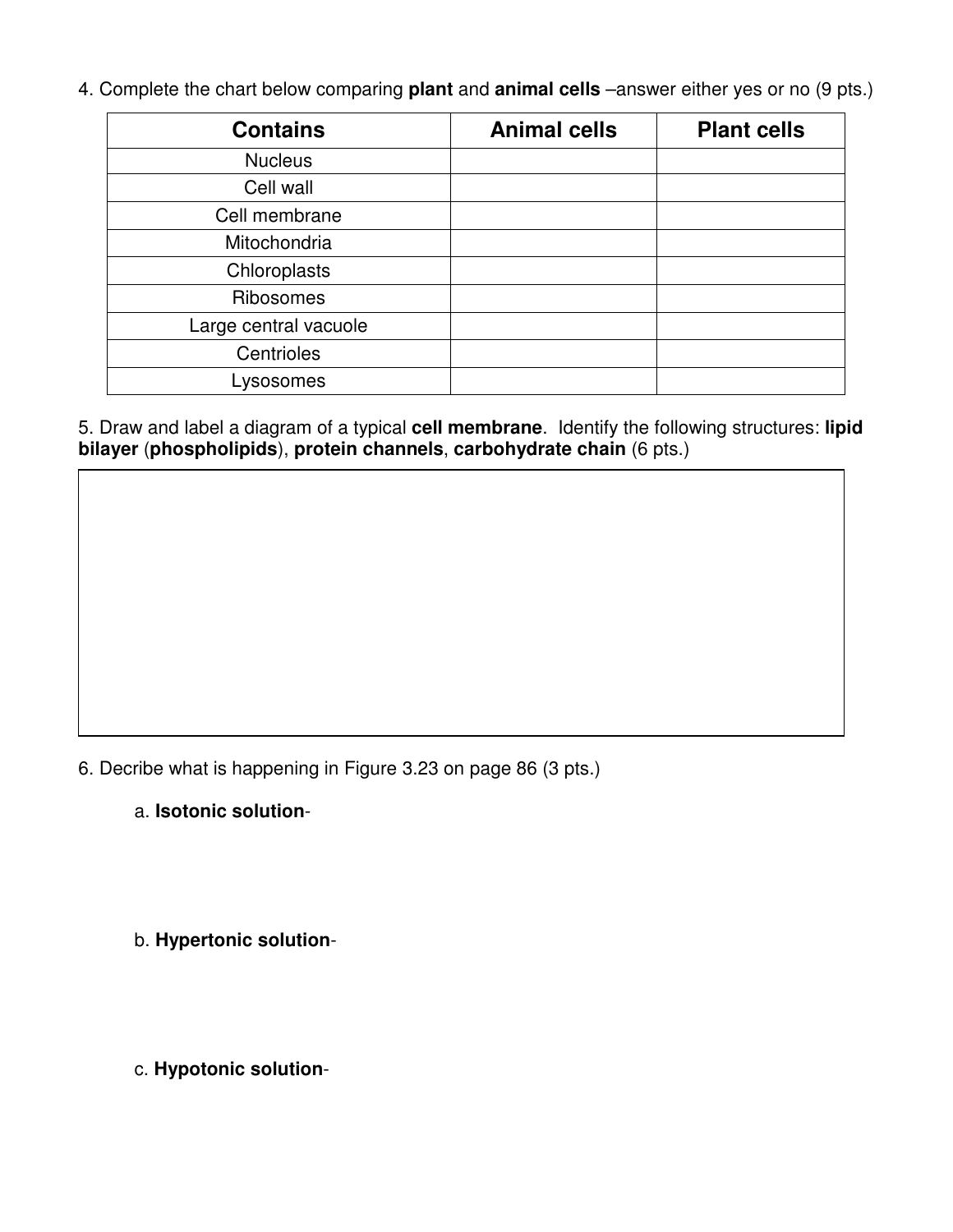4. Complete the chart below comparing **plant** and **animal cells** –answer either yes or no (9 pts.)

| Contains | Animal cells | Plant cells |
| --- | --- | --- |
| Nucleus | | |
| Cell wall | | |
| Cell membrane | | |
| Mitochondria | | |
| Chloroplasts | | |
| Ribosomes | | |
| Large central vacuole | | |
| Centrioles | | |
| Lysosomes | | |

5. Draw and label a diagram of a typical **cell membrane**. Identify the following structures: **lipid bilayer** (**phospholipids**), **protein channels**, **carbohydrate chain** (6 pts.)

6. Decribe what is happening in Figure 3.23 on page 86 (3 pts.)

a. **Isotonic solution**-

b. **Hypertonic solution**-

c. **Hypotonic solution**-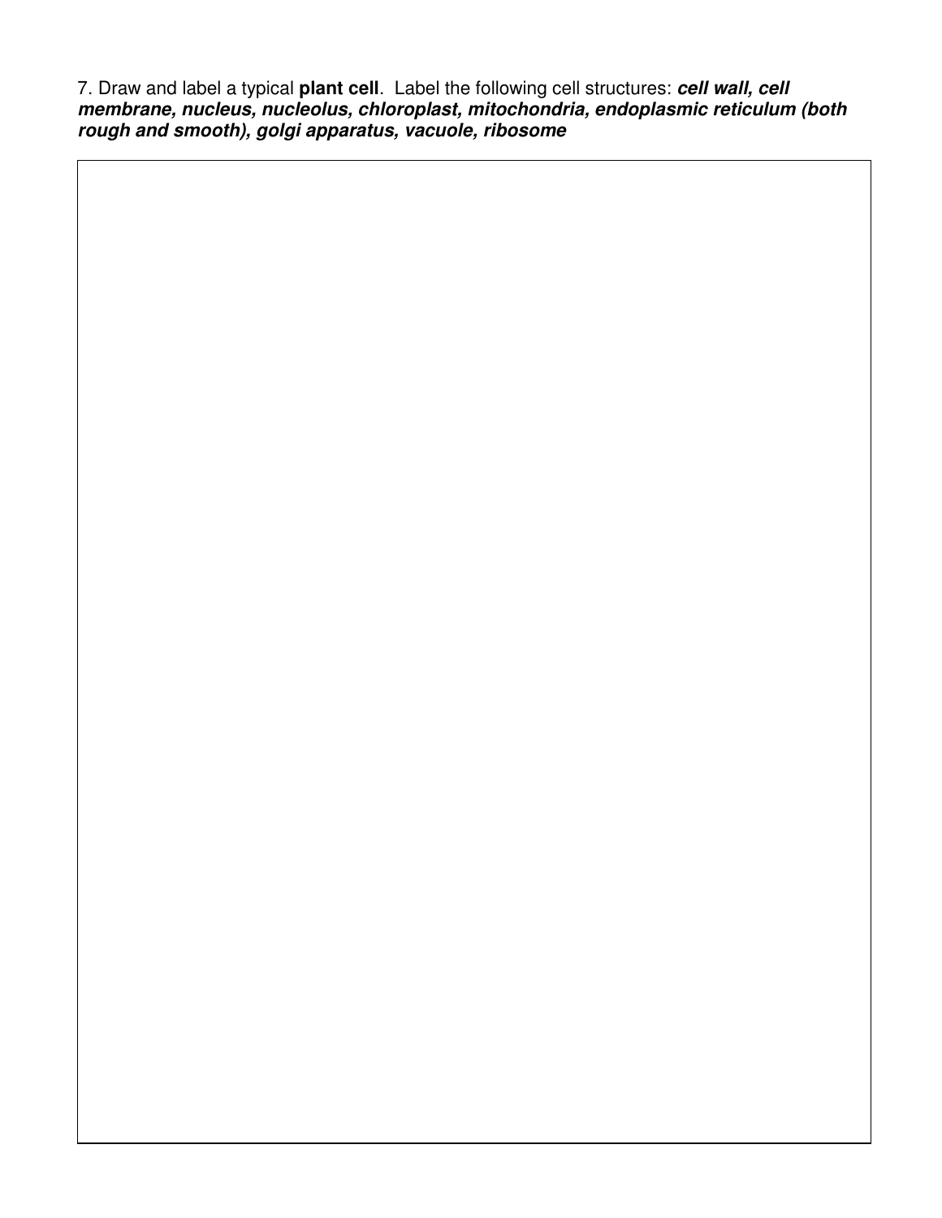7. Draw and label a typical **plant cell**. Label the following cell structures: ***cell wall, cell membrane, nucleus, nucleolus, chloroplast, mitochondria, endoplasmic reticulum (both rough and smooth), golgi apparatus, vacuole, ribosome***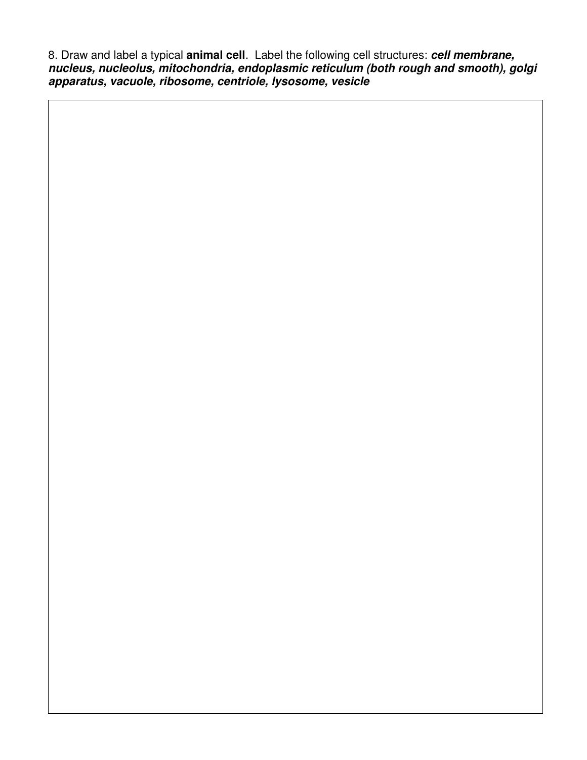8. Draw and label a typical **animal cell**. Label the following cell structures: ***cell membrane, nucleus, nucleolus, mitochondria, endoplasmic reticulum (both rough and smooth), golgi apparatus, vacuole, ribosome, centriole, lysosome, vesicle***